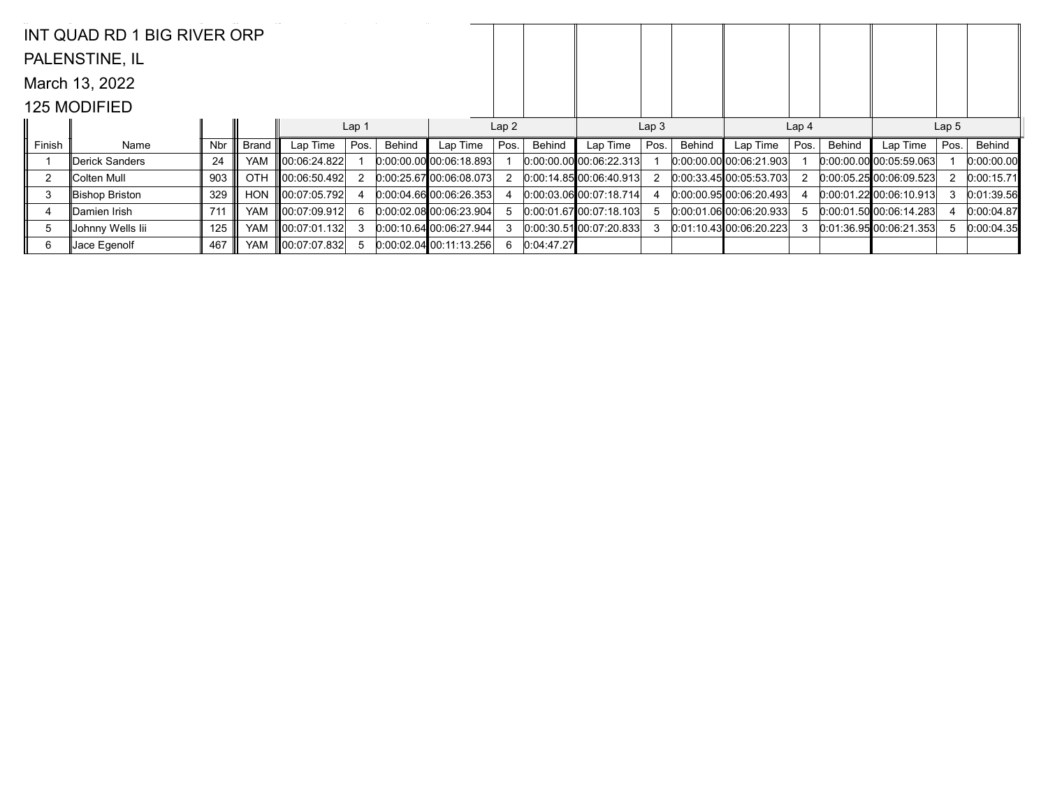INT QUAD RD 1 BIG RIVER ORP

PALENSTINE, IL

March 13, 2022

125 MODIFIED

| | | | | Lap 1 | | | Lap 2 | | | Lap 3 | | | Lap 4 | | | Lap 5 | | |
|---|---|---|---|---|---|---|---|---|---|---|---|---|---|---|---|---|---|---|
| Finish | Name | Nbr | Brand | Lap Time | Pos. | Behind | Lap Time | Pos. | Behind | Lap Time | Pos. | Behind | Lap Time | Pos. | Behind | Lap Time | Pos. | Behind |
| 1 | Derick Sanders | 24 | YAM | 00:06:24.822 | 1 | 0:00:00.00 | 00:06:18.893 | 1 | 0:00:00.00 | 00:06:22.313 | 1 | 0:00:00.00 | 00:06:21.903 | 1 | 0:00:00.00 | 00:05:59.063 | 1 | 0:00:00.00 |
| 2 | Colten Mull | 903 | OTH | 00:06:50.492 | 2 | 0:00:25.67 | 00:06:08.073 | 2 | 0:00:14.85 | 00:06:40.913 | 2 | 0:00:33.45 | 00:05:53.703 | 2 | 0:00:05.25 | 00:06:09.523 | 2 | 0:00:15.71 |
| 3 | Bishop Briston | 329 | HON | 00:07:05.792 | 4 | 0:00:04.66 | 00:06:26.353 | 4 | 0:00:03.06 | 00:07:18.714 | 4 | 0:00:00.95 | 00:06:20.493 | 4 | 0:00:01.22 | 00:06:10.913 | 3 | 0:01:39.56 |
| 4 | Damien Irish | 711 | YAM | 00:07:09.912 | 6 | 0:00:02.08 | 00:06:23.904 | 5 | 0:00:01.67 | 00:07:18.103 | 5 | 0:00:01.06 | 00:06:20.933 | 5 | 0:00:01.50 | 00:06:14.283 | 4 | 0:00:04.87 |
| 5 | Johnny Wells Iii | 125 | YAM | 00:07:01.132 | 3 | 0:00:10.64 | 00:06:27.944 | 3 | 0:00:30.51 | 00:07:20.833 | 3 | 0:01:10.43 | 00:06:20.223 | 3 | 0:01:36.95 | 00:06:21.353 | 5 | 0:00:04.35 |
| 6 | Jace Egenolf | 467 | YAM | 00:07:07.832 | 5 | 0:00:02.04 | 00:11:13.256 | 6 | 0:04:47.27 | | | | | | | | | |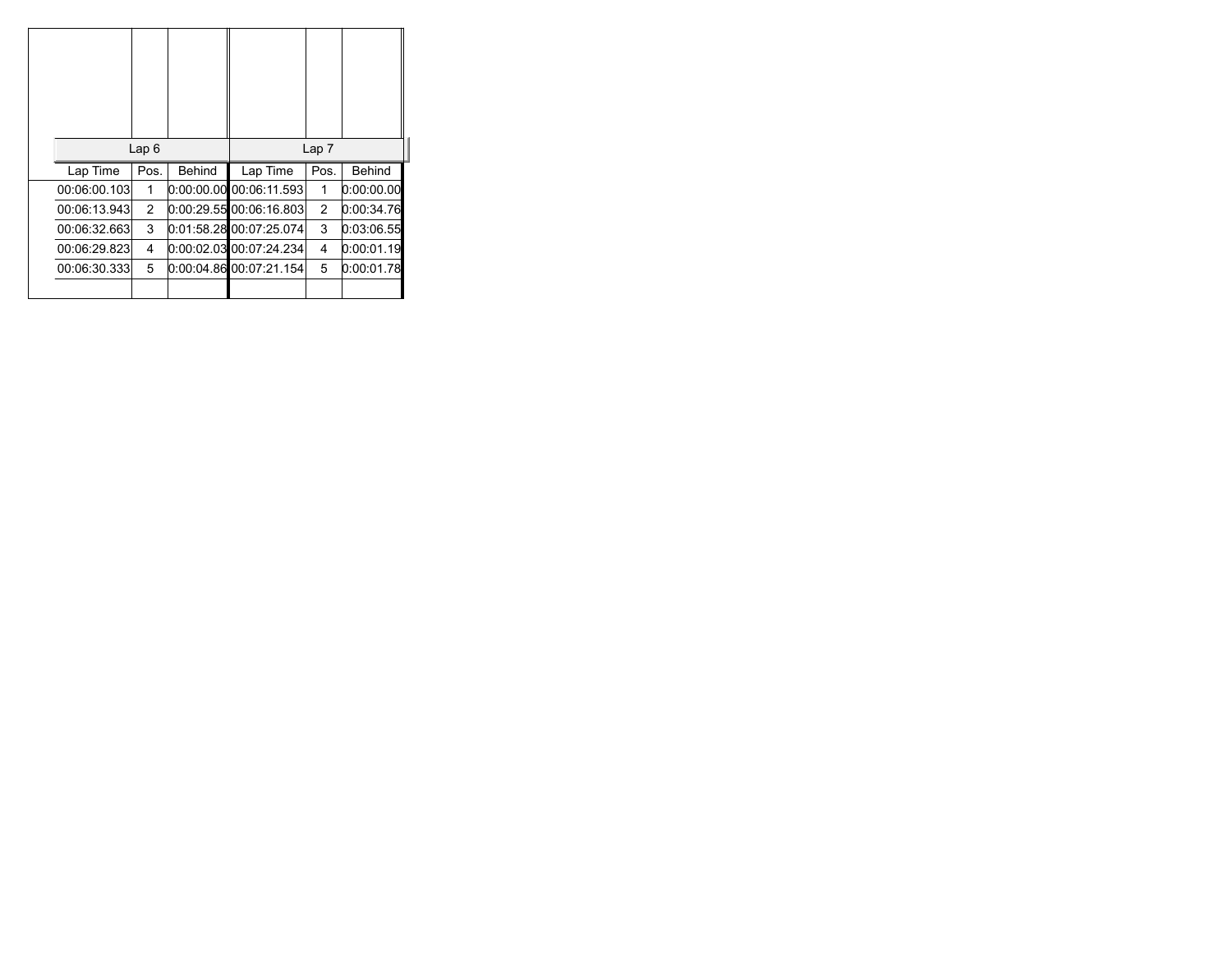| Lap 6 | | | Lap 7 | | |
|---|---|---|---|---|---|
| Lap Time | Pos. | Behind | Lap Time | Pos. | Behind |
| 00:06:00.103 | 1 | 0:00:00.00 | 00:06:11.593 | 1 | 0:00:00.00 |
| 00:06:13.943 | 2 | 0:00:29.55 | 00:06:16.803 | 2 | 0:00:34.76 |
| 00:06:32.663 | 3 | 0:01:58.28 | 00:07:25.074 | 3 | 0:03:06.55 |
| 00:06:29.823 | 4 | 0:00:02.03 | 00:07:24.234 | 4 | 0:00:01.19 |
| 00:06:30.333 | 5 | 0:00:04.86 | 00:07:21.154 | 5 | 0:00:01.78 |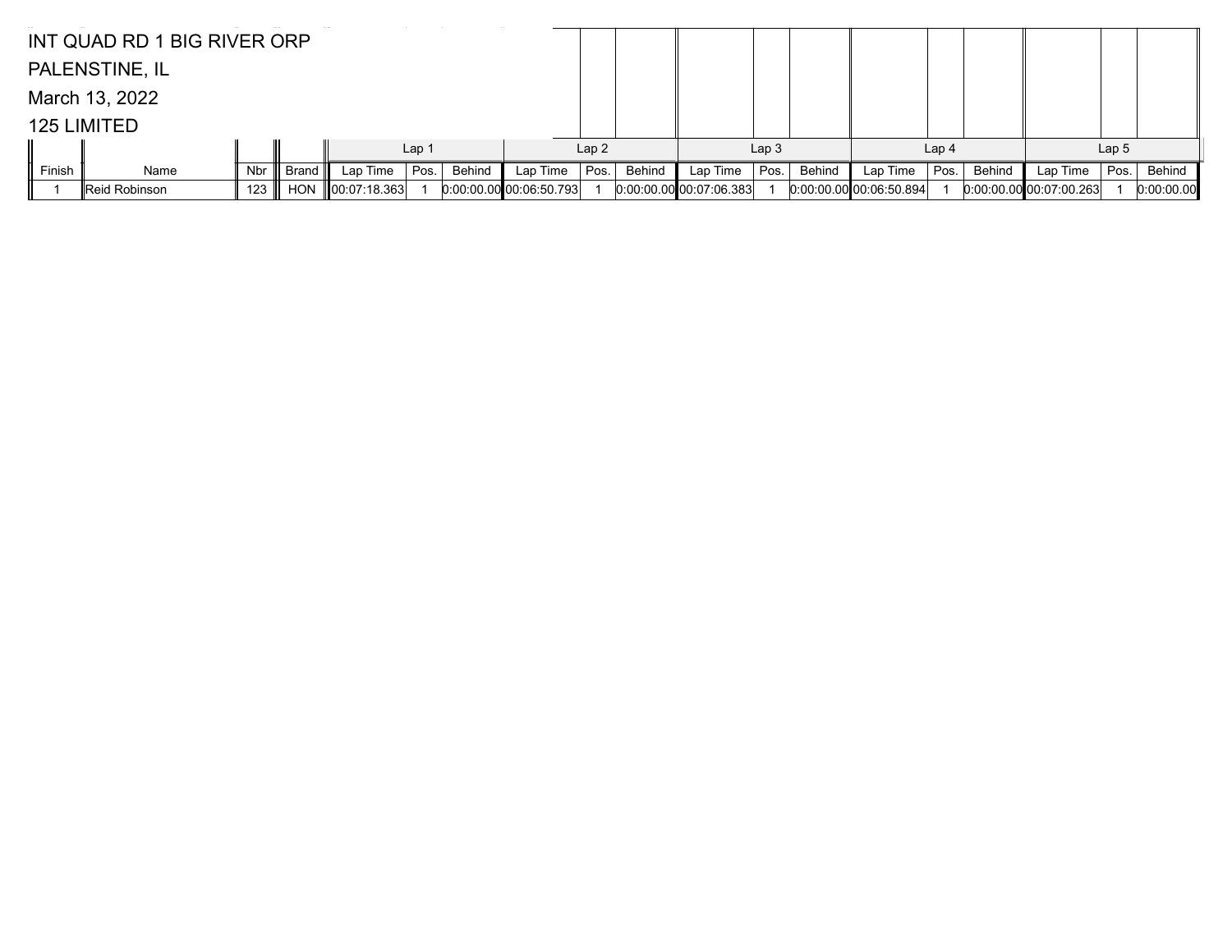INT QUAD RD 1 BIG RIVER ORP

PALENSTINE, IL

March 13, 2022

125 LIMITED

| | | | | Lap 1 | | | Lap 2 | | | Lap 3 | | | Lap 4 | | | Lap 5 | | |
|---|---|---|---|---|---|---|---|---|---|---|---|---|---|---|---|---|---|---|
| Finish | Name | Nbr | Brand | Lap Time | Pos. | Behind | Lap Time | Pos. | Behind | Lap Time | Pos. | Behind | Lap Time | Pos. | Behind | Lap Time | Pos. | Behind |
| 1 | Reid Robinson | 123 | HON | 00:07:18.363 | 1 | 0:00:00.00 | 00:06:50.793 | 1 | 0:00:00.00 | 00:07:06.383 | 1 | 0:00:00.00 | 00:06:50.894 | 1 | 0:00:00.00 | 00:07:00.263 | 1 | 0:00:00.00 |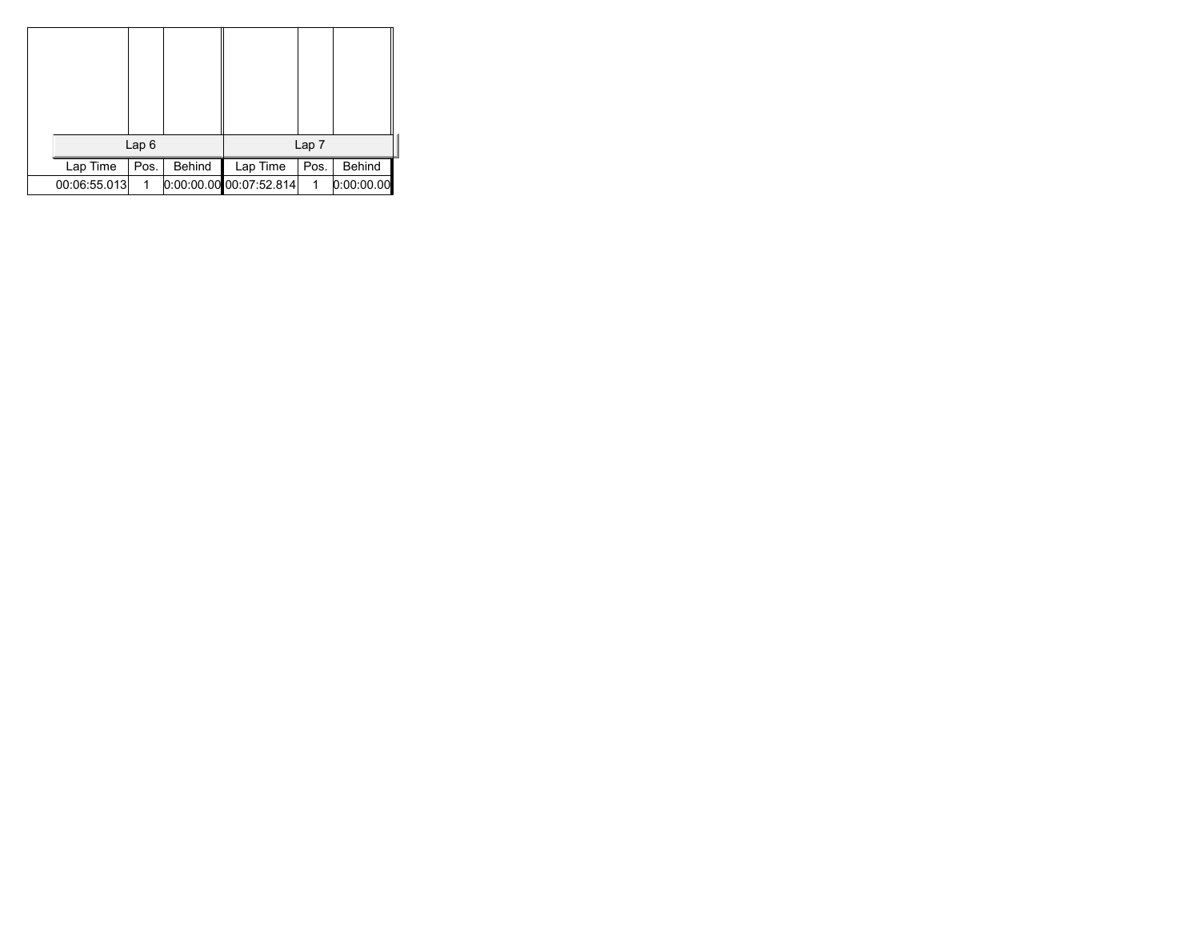| Lap 6 | | | Lap 7 | | |
|---|---|---|---|---|---|
| Lap Time | Pos. | Behind | Lap Time | Pos. | Behind |
| 00:06:55.013 | 1 | 0:00:00.00 | 00:07:52.814 | 1 | 0:00:00.00 |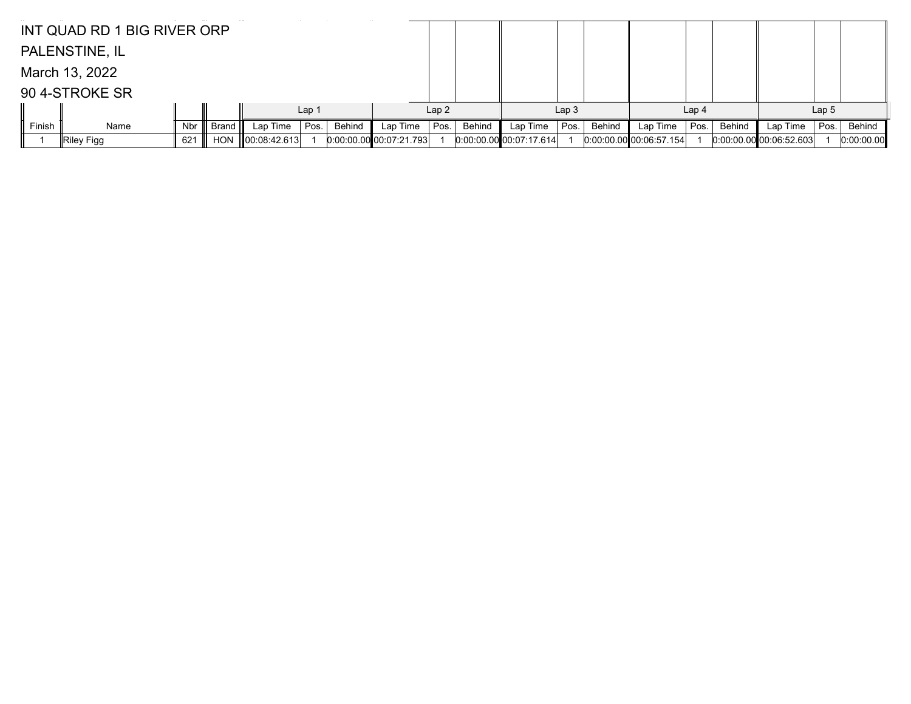INT QUAD RD 1 BIG RIVER ORP

PALENSTINE, IL

March 13, 2022

90 4-STROKE SR

| | | | | Lap 1 | | | Lap 2 | | | Lap 3 | | | Lap 4 | | | Lap 5 | | |
|---|---|---|---|---|---|---|---|---|---|---|---|---|---|---|---|---|---|---|
| Finish | Name | Nbr | Brand | Lap Time | Pos. | Behind | Lap Time | Pos. | Behind | Lap Time | Pos. | Behind | Lap Time | Pos. | Behind | Lap Time | Pos. | Behind |
| 1 | Riley Figg | 621 | HON | 00:08:42.613 | 1 | 0:00:00.00 | 00:07:21.793 | 1 | 0:00:00.00 | 00:07:17.614 | 1 | 0:00:00.00 | 00:06:57.154 | 1 | 0:00:00.00 | 00:06:52.603 | 1 | 0:00:00.00 |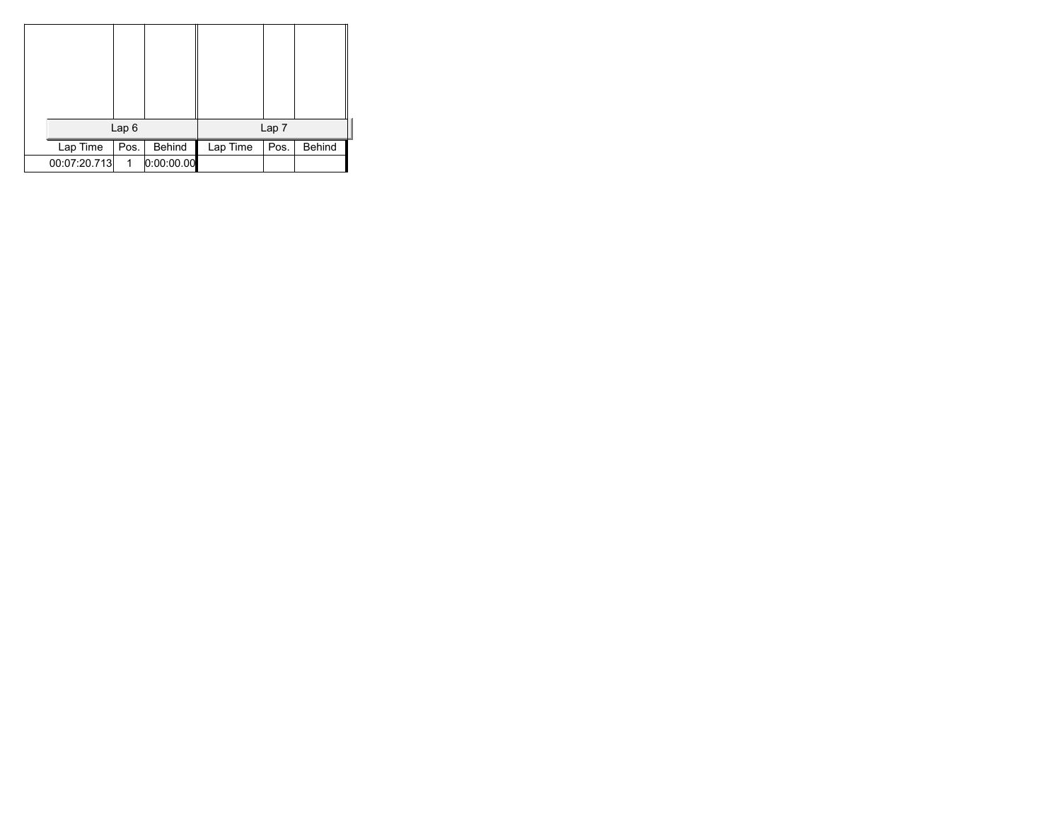| Lap 6 | | | Lap 7 | | |
| --- | --- | --- | --- | --- | --- |
| Lap Time | Pos. | Behind | Lap Time | Pos. | Behind |
| 00:07:20.713 | 1 | 0:00:00.00 | | | |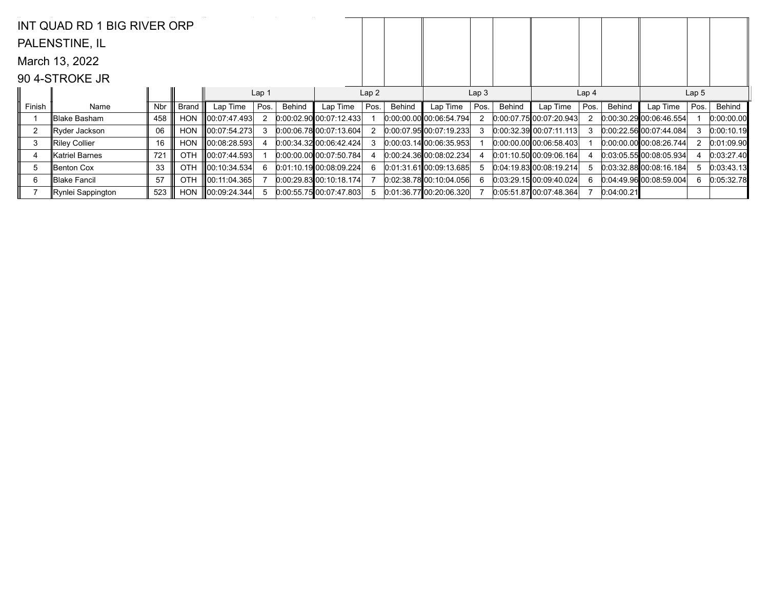INT QUAD RD 1 BIG RIVER ORP

PALENSTINE, IL

March 13, 2022

90 4-STROKE JR

| | | | | Lap 1 | | | Lap 2 | | | Lap 3 | | | Lap 4 | | | Lap 5 | | |
|---|---|---|---|---|---|---|---|---|---|---|---|---|---|---|---|---|---|---|
| Finish | Name | Nbr | Brand | Lap Time | Pos. | Behind | Lap Time | Pos. | Behind | Lap Time | Pos. | Behind | Lap Time | Pos. | Behind | Lap Time | Pos. | Behind |
| 1 | Blake Basham | 458 | HON | 00:07:47.493 | 2 | 0:00:02.90 | 00:07:12.433 | 1 | 0:00:00.00 | 00:06:54.794 | 2 | 0:00:07.75 | 00:07:20.943 | 2 | 0:00:30.29 | 00:06:46.554 | 1 | 0:00:00.00 |
| 2 | Ryder Jackson | 06 | HON | 00:07:54.273 | 3 | 0:00:06.78 | 00:07:13.604 | 2 | 0:00:07.95 | 00:07:19.233 | 3 | 0:00:32.39 | 00:07:11.113 | 3 | 0:00:22.56 | 00:07:44.084 | 3 | 0:00:10.19 |
| 3 | Riley Collier | 16 | HON | 00:08:28.593 | 4 | 0:00:34.32 | 00:06:42.424 | 3 | 0:00:03.14 | 00:06:35.953 | 1 | 0:00:00.00 | 00:06:58.403 | 1 | 0:00:00.00 | 00:08:26.744 | 2 | 0:01:09.90 |
| 4 | Katriel Barnes | 721 | OTH | 00:07:44.593 | 1 | 0:00:00.00 | 00:07:50.784 | 4 | 0:00:24.36 | 00:08:02.234 | 4 | 0:01:10.50 | 00:09:06.164 | 4 | 0:03:05.55 | 00:08:05.934 | 4 | 0:03:27.40 |
| 5 | Benton Cox | 33 | OTH | 00:10:34.534 | 6 | 0:01:10.19 | 00:08:09.224 | 6 | 0:01:31.61 | 00:09:13.685 | 5 | 0:04:19.83 | 00:08:19.214 | 5 | 0:03:32.88 | 00:08:16.184 | 5 | 0:03:43.13 |
| 6 | Blake Fancil | 57 | OTH | 00:11:04.365 | 7 | 0:00:29.83 | 00:10:18.174 | 7 | 0:02:38.78 | 00:10:04.056 | 6 | 0:03:29.15 | 00:09:40.024 | 6 | 0:04:49.96 | 00:08:59.004 | 6 | 0:05:32.78 |
| 7 | Rynlei Sappington | 523 | HON | 00:09:24.344 | 5 | 0:00:55.75 | 00:07:47.803 | 5 | 0:01:36.77 | 00:20:06.320 | 7 | 0:05:51.87 | 00:07:48.364 | 7 | 0:04:00.21 | | | |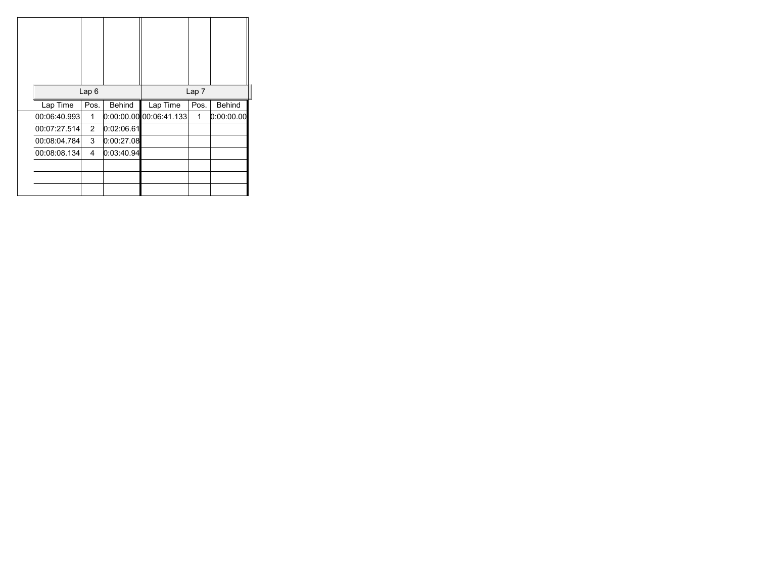| Lap 6 | | | Lap 7 | | |
|---|---|---|---|---|---|
| Lap Time | Pos. | Behind | Lap Time | Pos. | Behind |
| 00:06:40.993 | 1 | 0:00:00.00 | 00:06:41.133 | 1 | 0:00:00.00 |
| 00:07:27.514 | 2 | 0:02:06.61 | | | |
| 00:08:04.784 | 3 | 0:00:27.08 | | | |
| 00:08:08.134 | 4 | 0:03:40.94 | | | |
| | | | | | |
| | | | | | |
| | | | | | |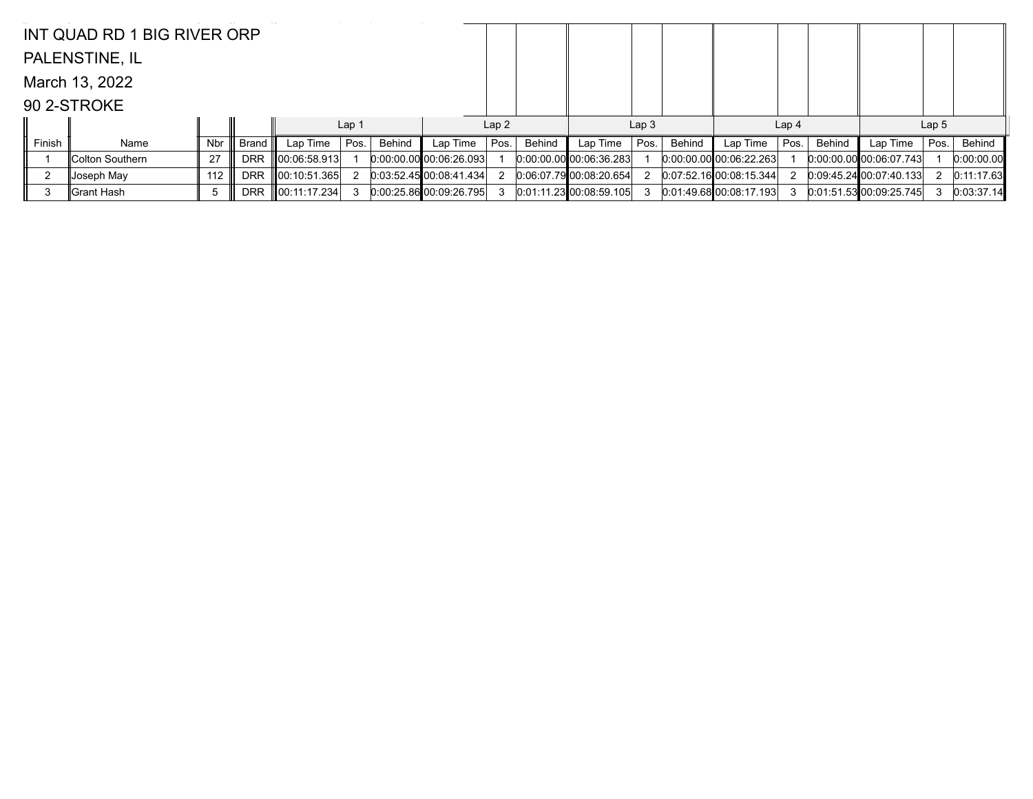INT QUAD RD 1 BIG RIVER ORP

PALENSTINE, IL

March 13, 2022

90 2-STROKE

| | | | | Lap 1 | | | Lap 2 | | | Lap 3 | | | Lap 4 | | | Lap 5 | | |
|---|---|---|---|---|---|---|---|---|---|---|---|---|---|---|---|---|---|---|
| Finish | Name | Nbr | Brand | Lap Time | Pos. | Behind | Lap Time | Pos. | Behind | Lap Time | Pos. | Behind | Lap Time | Pos. | Behind | Lap Time | Pos. | Behind |
| 1 | Colton Southern | 27 | DRR | 00:06:58.913 | 1 | 0:00:00.00 | 00:06:26.093 | 1 | 0:00:00.00 | 00:06:36.283 | 1 | 0:00:00.00 | 00:06:22.263 | 1 | 0:00:00.00 | 00:06:07.743 | 1 | 0:00:00.00 |
| 2 | Joseph May | 112 | DRR | 00:10:51.365 | 2 | 0:03:52.45 | 00:08:41.434 | 2 | 0:06:07.79 | 00:08:20.654 | 2 | 0:07:52.16 | 00:08:15.344 | 2 | 0:09:45.24 | 00:07:40.133 | 2 | 0:11:17.63 |
| 3 | Grant Hash | 5 | DRR | 00:11:17.234 | 3 | 0:00:25.86 | 00:09:26.795 | 3 | 0:01:11.23 | 00:08:59.105 | 3 | 0:01:49.68 | 00:08:17.193 | 3 | 0:01:51.53 | 00:09:25.745 | 3 | 0:03:37.14 |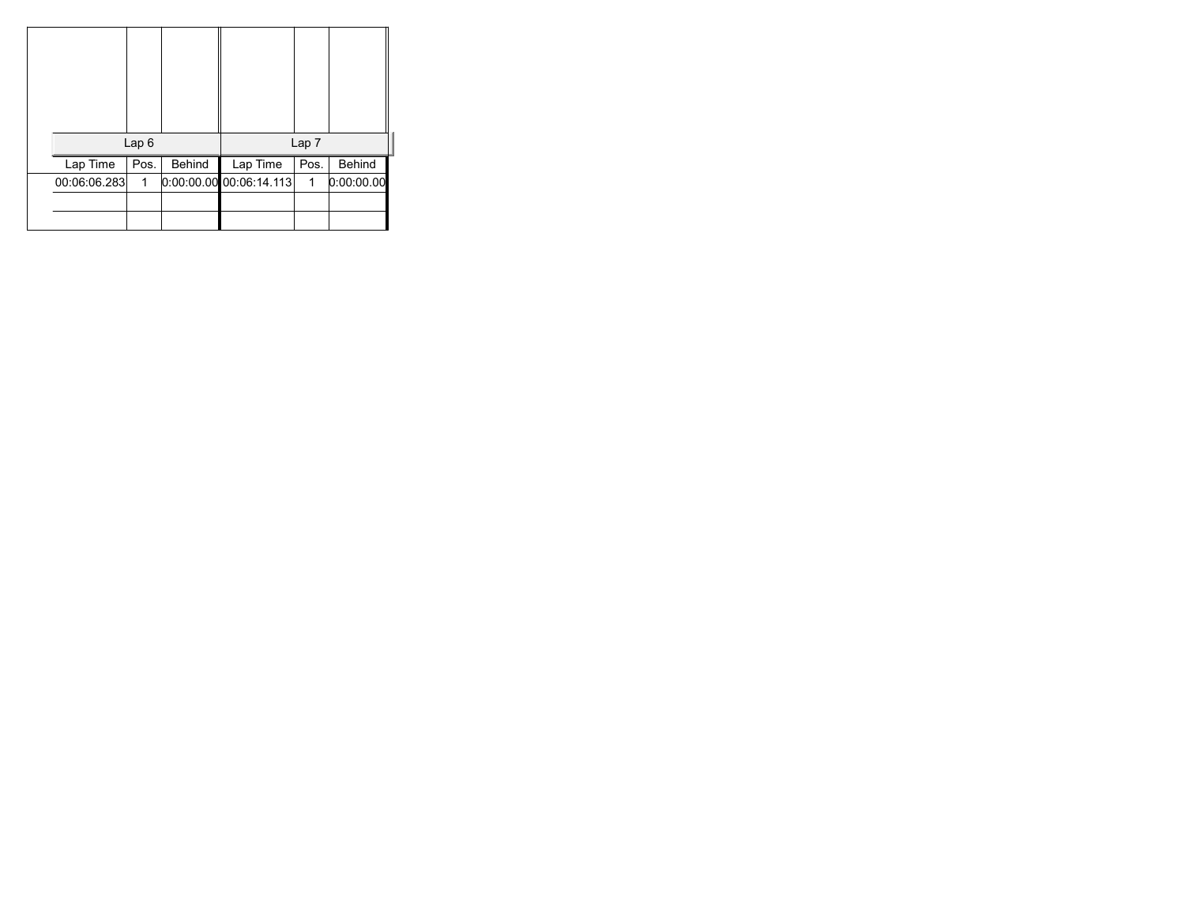| Lap 6 | | | Lap 7 | | |
|---|---|---|---|---|---|
| Lap Time | Pos. | Behind | Lap Time | Pos. | Behind |
| 00:06:06.283 | 1 | 0:00:00.00 | 00:06:14.113 | 1 | 0:00:00.00 |
| | | | | | |
| | | | | | |